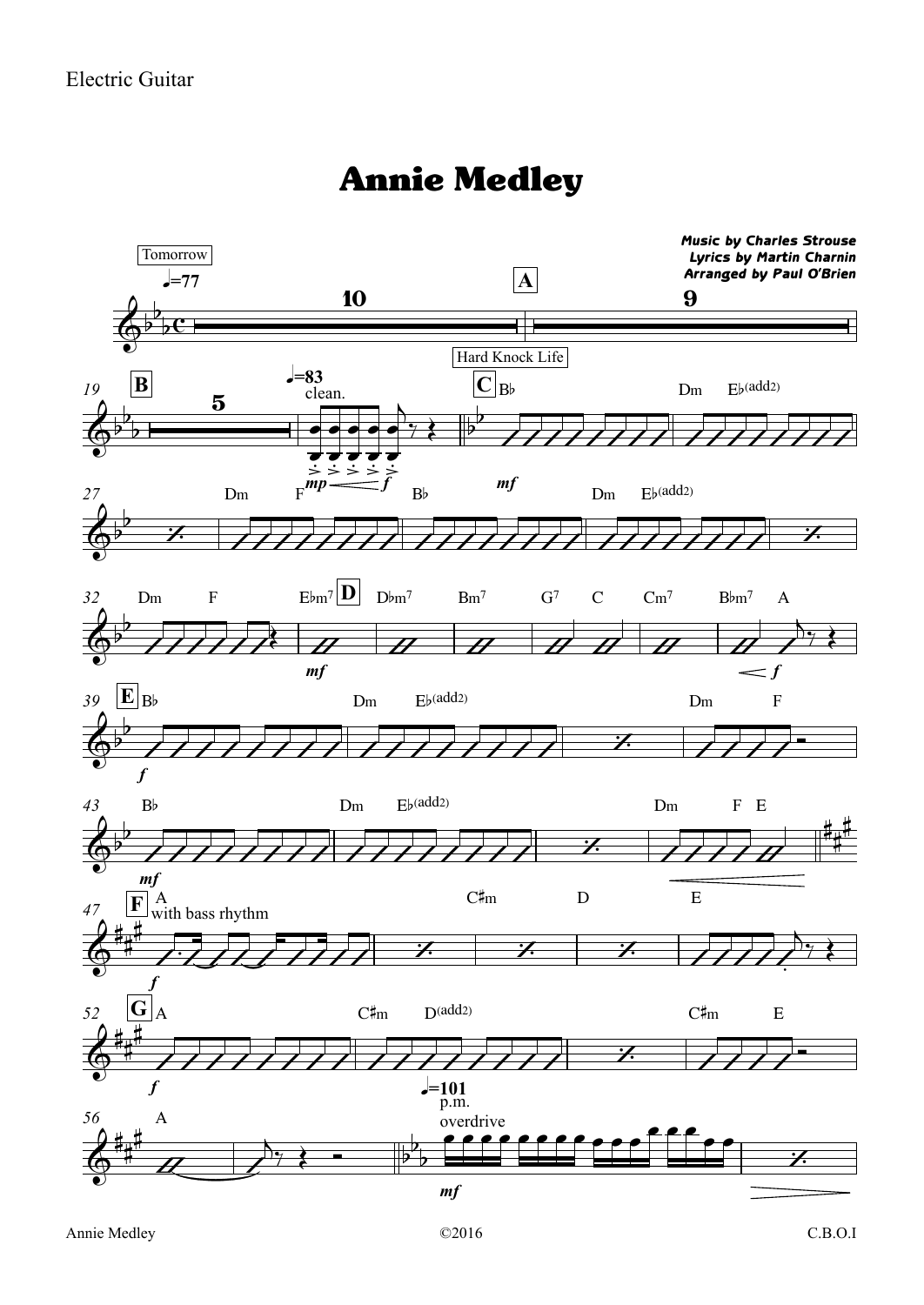Electric Guitar

# Annie Medley

**Music by Charles Strouse**
**Lyrics by Martin Charnin**
**Arranged by Paul O'Brien**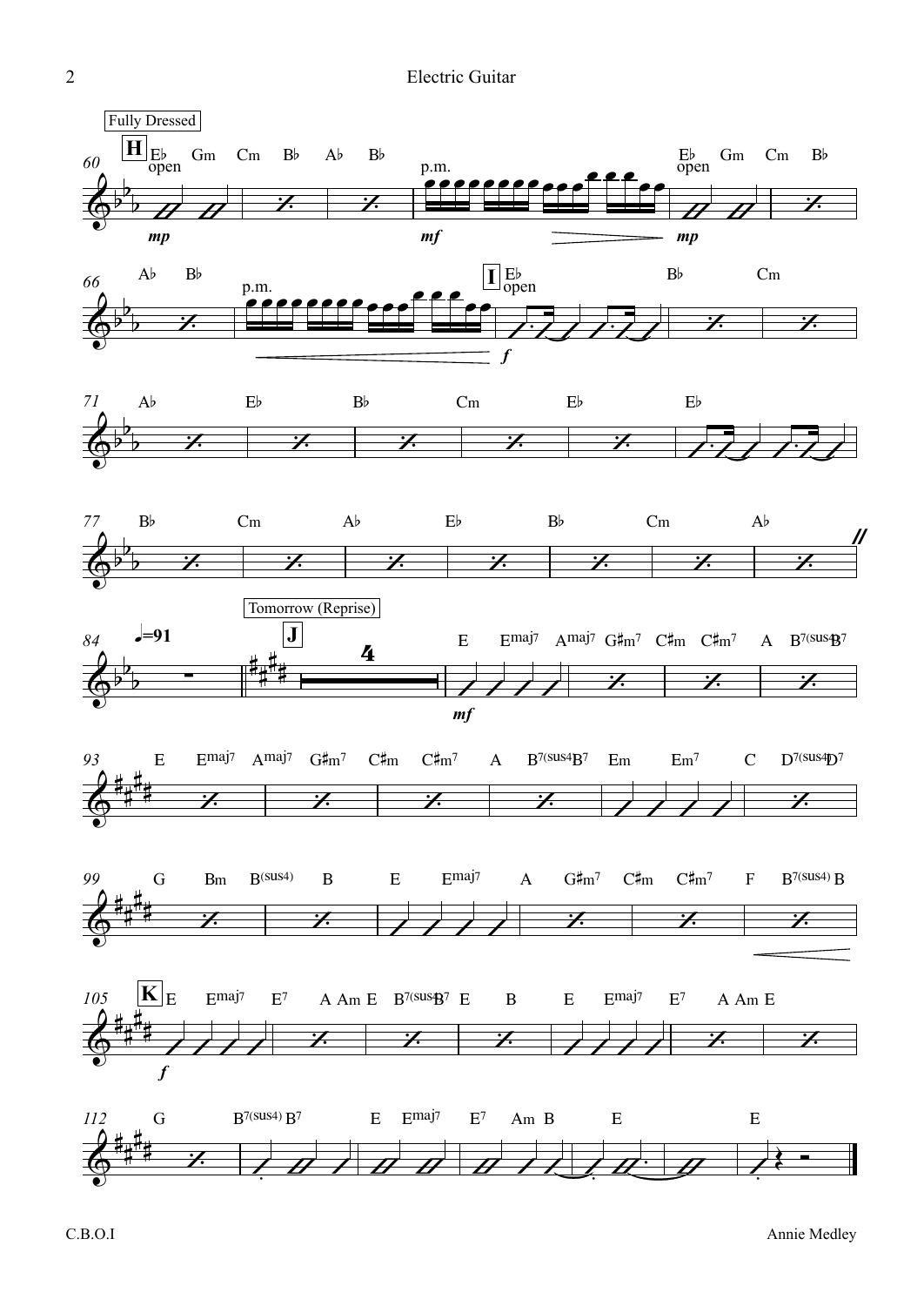Fully Dressed

Tomorrow (Reprise)